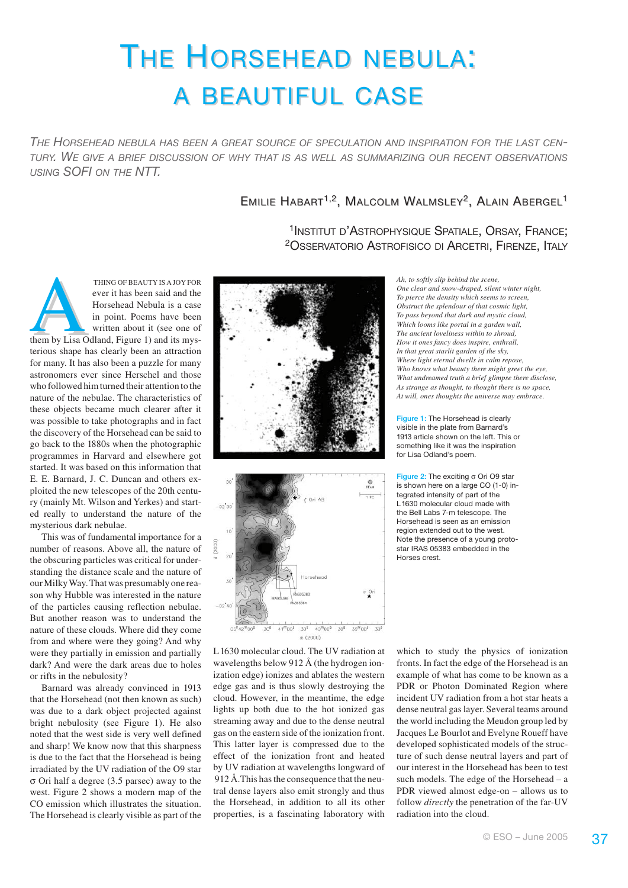# THE HORSEHEAD NEBULA: A BEAUTIFUL CASE

*THE HORSEHEAD NEBULA HAS BEEN A GREAT SOURCE OF SPECULATION AND INSPIRATION FOR THE LAST CENTURY. WE GIVE A BRIEF DISCUSSION OF WHY THAT IS AS WELL AS SUMMARIZING OUR RECENT OBSERVATIONS USING SOFI ON THE NTT.*

EMILIE HABART[1,2], MALCOLM WALMSLEY[2], ALAIN ABERGEL[1]

[1]INSTITUT D'ASTROPHYSIQUE SPATIALE, ORSAY, FRANCE; [2]OSSERVATORIO ASTROFISICO DI ARCETRI, FIRENZE, ITALY

A THING OF BEAUTY IS A JOY FOR ever it has been said and the Horsehead Nebula is a case in point. Poems have been written about it (see one of them by Lisa Odland, Figure 1) and its mysterious shape has clearly been an attraction for many. It has also been a puzzle for many astronomers ever since Herschel and those who followed him turned their attention to the nature of the nebulae. The characteristics of these objects became much clearer after it was possible to take photographs and in fact the discovery of the Horsehead can be said to go back to the 1880s when the photographic programmes in Harvard and elsewhere got started. It was based on this information that E. E. Barnard, J. C. Duncan and others exploited the new telescopes of the 20th century (mainly Mt. Wilson and Yerkes) and started really to understand the nature of the mysterious dark nebulae.

This was of fundamental importance for a number of reasons. Above all, the nature of the obscuring particles was critical for understanding the distance scale and the nature of our Milky Way. That was presumably one reason why Hubble was interested in the nature of the particles causing reflection nebulae. But another reason was to understand the nature of these clouds. Where did they come from and where were they going? And why were they partially in emission and partially dark? And were the dark areas due to holes or rifts in the nebulosity?

Barnard was already convinced in 1913 that the Horsehead (not then known as such) was due to a dark object projected against bright nebulosity (see Figure 1). He also noted that the west side is very well defined and sharp! We know now that this sharpness is due to the fact that the Horsehead is being irradiated by the UV radiation of the O9 star σ Ori half a degree (3.5 parsec) away to the west. Figure 2 shows a modern map of the CO emission which illustrates the situation. The Horsehead is clearly visible as part of the L 1630 molecular cloud. The UV radiation at wavelengths below 912 Å (the hydrogen ionization edge) ionizes and ablates the western edge gas and is thus slowly destroying the cloud. However, in the meantime, the edge lights up both due to the hot ionized gas streaming away and due to the dense neutral gas on the eastern side of the ionization front. This latter layer is compressed due to the effect of the ionization front and heated by UV radiation at wavelengths longward of 912 Å. This has the consequence that the neutral dense layers also emit strongly and thus the Horsehead, in addition to all its other properties, is a fascinating laboratory with which to study the physics of ionization fronts. In fact the edge of the Horsehead is an example of what has come to be known as a PDR or Photon Dominated Region where incident UV radiation from a hot star heats a dense neutral gas layer. Several teams around the world including the Meudon group led by Jacques Le Bourlot and Evelyne Roueff have developed sophisticated models of the structure of such dense neutral layers and part of our interest in the Horsehead has been to test such models. The edge of the Horsehead – a PDR viewed almost edge-on – allows us to follow *directly* the penetration of the far-UV radiation into the cloud.

*Ah, to softly slip behind the scene,*
*One clear and snow-draped, silent winter night,*
*To pierce the density which seems to screen,*
*Obstruct the splendour of that cosmic light,*
*To pass beyond that dark and mystic cloud,*
*Which looms like portal in a garden wall,*
*The ancient loveliness within to shroud,*
*How it ones fancy does inspire, enthrall,*
*In that great starlit garden of the sky,*
*Where light eternal dwells in calm repose,*
*Who knows what beauty there might greet the eye,*
*What undreamed truth a brief glimpse there disclose,*
*As strange as thought, to thought there is no space,*
*At will, ones thoughts the universe may embrace.*

Figure 1: The Horsehead is clearly visible in the plate from Barnard's 1913 article shown on the left. This or something like it was the inspiration for Lisa Odland's poem.

Figure 2: The exciting σ Ori O9 star is shown here on a large CO (1-0) integrated intensity of part of the L 1630 molecular cloud made with the Bell Labs 7-m telescope. The Horsehead is seen as an emission region extended out to the west. Note the presence of a young protostar IRAS 05383 embedded in the Horses crest.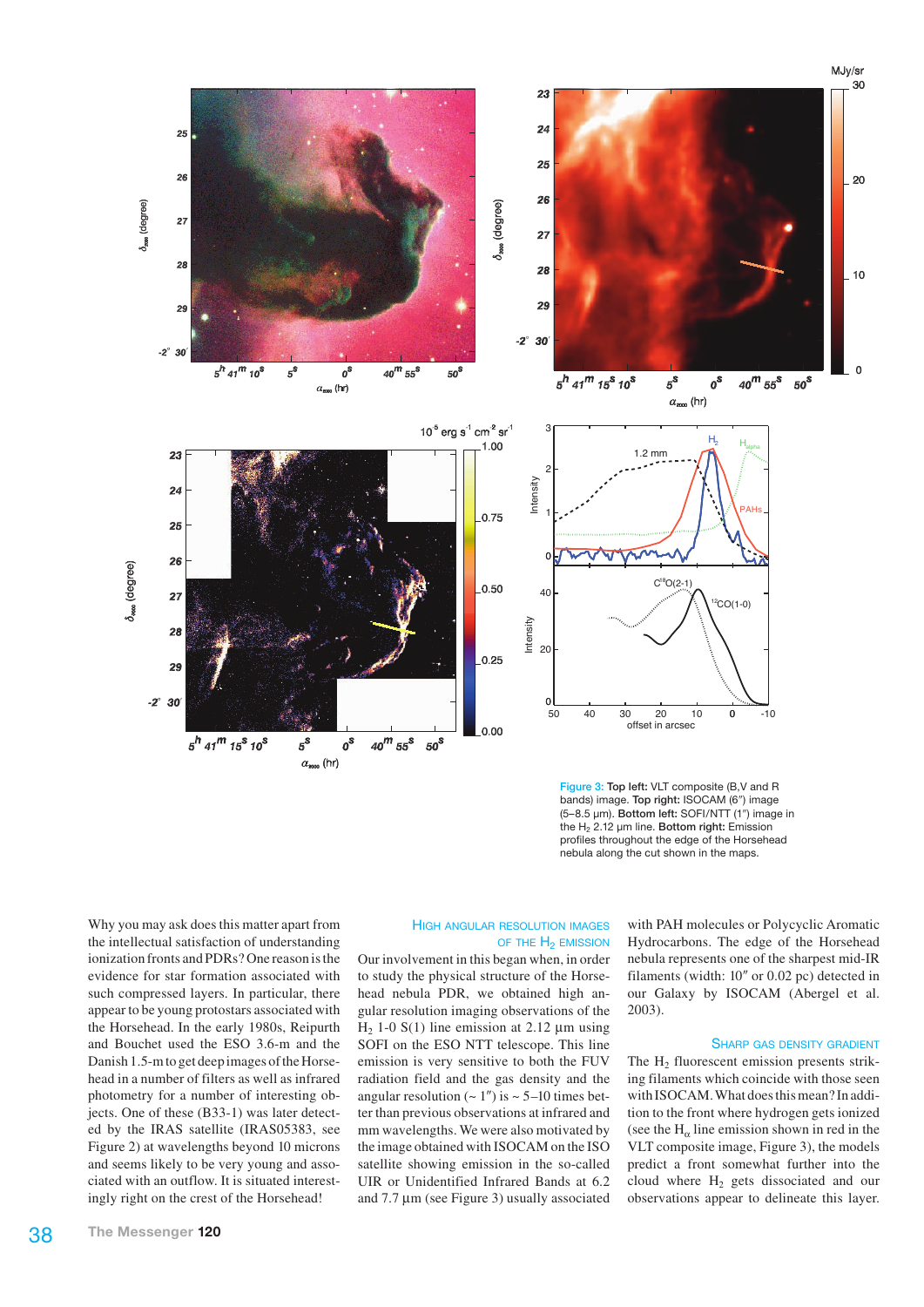Figure 3: **Top left:** VLT composite (B,V and R bands) image. **Top right:** ISOCAM (6″) image (5–8.5 μm). **Bottom left:** SOFI/NTT (1″) image in the $H_2$ 2.12 μm line. **Bottom right:** Emission profiles throughout the edge of the Horsehead nebula along the cut shown in the maps.

Why you may ask does this matter apart from the intellectual satisfaction of understanding ionization fronts and PDRs? One reason is the evidence for star formation associated with such compressed layers. In particular, there appear to be young protostars associated with the Horsehead. In the early 1980s, Reipurth and Bouchet used the ESO 3.6-m and the Danish 1.5-m to get deep images of the Horsehead in a number of filters as well as infrared photometry for a number of interesting objects. One of these (B33-1) was later detected by the IRAS satellite (IRAS05383, see Figure 2) at wavelengths beyond 10 microns and seems likely to be very young and associated with an outflow. It is situated interestingly right on the crest of the Horsehead!

## High angular resolution images of the $H_2$ emission

Our involvement in this began when, in order to study the physical structure of the Horsehead nebula PDR, we obtained high angular resolution imaging observations of the $H_2$ 1-0 S(1) line emission at 2.12 μm using SOFI on the ESO NTT telescope. This line emission is very sensitive to both the FUV radiation field and the gas density and the angular resolution (~ 1″) is ~ 5–10 times better than previous observations at infrared and mm wavelengths. We were also motivated by the image obtained with ISOCAM on the ISO satellite showing emission in the so-called UIR or Unidentified Infrared Bands at 6.2 and 7.7 μm (see Figure 3) usually associated with PAH molecules or Polycyclic Aromatic Hydrocarbons. The edge of the Horsehead nebula represents one of the sharpest mid-IR filaments (width: 10″ or 0.02 pc) detected in our Galaxy by ISOCAM (Abergel et al. 2003).

## Sharp gas density gradient

The $H_2$ fluorescent emission presents striking filaments which coincide with those seen with ISOCAM. What does this mean? In addition to the front where hydrogen gets ionized (see the $H_\alpha$ line emission shown in red in the VLT composite image, Figure 3), the models predict a front somewhat further into the cloud where $H_2$ gets dissociated and our observations appear to delineate this layer.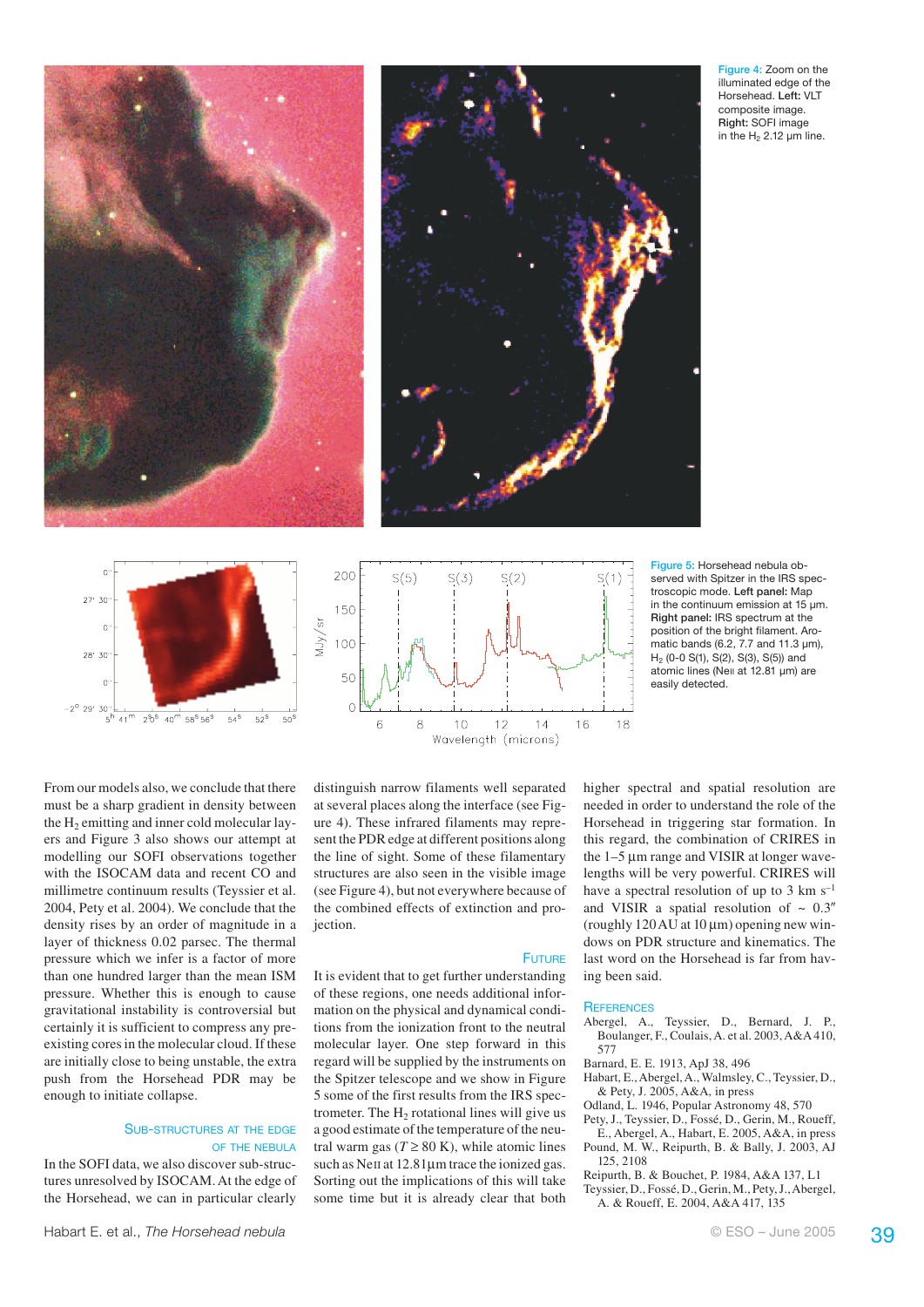Figure 4: Zoom on the illuminated edge of the Horsehead. **Left:** VLT composite image. **Right:** SOFI image in the $H_2$ 2.12 µm line.

0"
27' 30"
0"
28' 30"
0"
−2° 29' 30"
5h 41m 20s 40m 58s 56s 54s 52s 50s

200
150
100
50
0
MJy/sr
S(5) S(3) S(2) S(1)
6 8 10 12 14 16 18
Wavelength (microns)

Figure 5: Horsehead nebula observed with Spitzer in the IRS spectroscopic mode. **Left panel:** Map in the continuum emission at 15 µm. **Right panel:** IRS spectrum at the position of the bright filament. Aromatic bands (6.2, 7.7 and 11.3 µm), $H_2$ (0-0 S(1), S(2), S(3), S(5)) and atomic lines (NeII at 12.81 µm) are easily detected.

From our models also, we conclude that there must be a sharp gradient in density between the $H_2$ emitting and inner cold molecular layers and Figure 3 also shows our attempt at modelling our SOFI observations together with the ISOCAM data and recent CO and millimetre continuum results (Teyssier et al. 2004, Pety et al. 2004). We conclude that the density rises by an order of magnitude in a layer of thickness 0.02 parsec. The thermal pressure which we infer is a factor of more than one hundred larger than the mean ISM pressure. Whether this is enough to cause gravitational instability is controversial but certainly it is sufficient to compress any preexisting cores in the molecular cloud. If these are initially close to being unstable, the extra push from the Horsehead PDR may be enough to initiate collapse.

## Sub-structures at the edge of the nebula

In the SOFI data, we also discover sub-structures unresolved by ISOCAM. At the edge of the Horsehead, we can in particular clearly distinguish narrow filaments well separated at several places along the interface (see Figure 4). These infrared filaments may represent the PDR edge at different positions along the line of sight. Some of these filamentary structures are also seen in the visible image (see Figure 4), but not everywhere because of the combined effects of extinction and projection.

## Future

It is evident that to get further understanding of these regions, one needs additional information on the physical and dynamical conditions from the ionization front to the neutral molecular layer. One step forward in this regard will be supplied by the instruments on the Spitzer telescope and we show in Figure 5 some of the first results from the IRS spectrometer. The $H_2$ rotational lines will give us a good estimate of the temperature of the neutral warm gas ($T \geq 80$ K), while atomic lines such as NeII at 12.81 µm trace the ionized gas. Sorting out the implications of this will take some time but it is already clear that both higher spectral and spatial resolution are needed in order to understand the role of the Horsehead in triggering star formation. In this regard, the combination of CRIRES in the 1–5 µm range and VISIR at longer wavelengths will be very powerful. CRIRES will have a spectral resolution of up to 3 km $s^{-1}$ and VISIR a spatial resolution of ~ 0.3″ (roughly 120 AU at 10 µm) opening new windows on PDR structure and kinematics. The last word on the Horsehead is far from having been said.

## References

Abergel, A., Teyssier, D., Bernard, J. P., Boulanger, F., Coulais, A. et al. 2003, A&A 410, 577

Barnard, E. E. 1913, ApJ 38, 496

Habart, E., Abergel, A., Walmsley, C., Teyssier, D., & Pety, J. 2005, A&A, in press

Odland, L. 1946, Popular Astronomy 48, 570

Pety, J., Teyssier, D., Fossé, D., Gerin, M., Roueff, E., Abergel, A., Habart, E. 2005, A&A, in press

Pound, M. W., Reipurth, B. & Bally, J. 2003, AJ 125, 2108

Reipurth, B. & Bouchet, P. 1984, A&A 137, L1

Teyssier, D., Fossé, D., Gerin, M., Pety, J., Abergel, A. & Roueff, E. 2004, A&A 417, 135